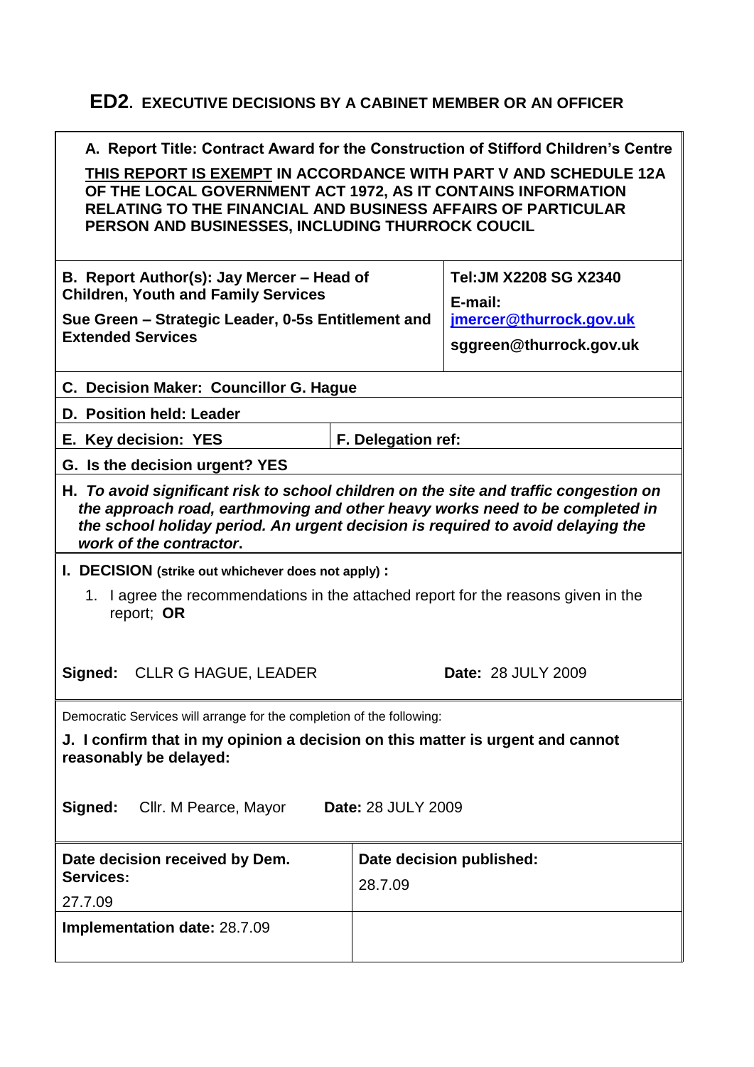# ED2. EXECUTIVE DECISIONS BY A CABINET MEMBER OR AN OFFICER

**A. Report Title: Contract Award for the Construction of Stifford Children's Centre**

**<u>THIS REPORT IS EXEMPT</u> IN ACCORDANCE WITH PART V AND SCHEDULE 12A OF THE LOCAL GOVERNMENT ACT 1972, AS IT CONTAINS INFORMATION RELATING TO THE FINANCIAL AND BUSINESS AFFAIRS OF PARTICULAR PERSON AND BUSINESSES, INCLUDING THURROCK COUCIL**

| **B. Report Author(s): Jay Mercer – Head of Children, Youth and Family Services**<br>**Sue Green – Strategic Leader, 0-5s Entitlement and Extended Services** | **Tel:JM X2208 SG X2340**<br>**E-mail:**<br>**jmercer@thurrock.gov.uk**<br>**sggreen@thurrock.gov.uk** |
|---|---|

**C. Decision Maker: Councillor G. Hague**

**D. Position held: Leader**

| **E. Key decision: YES** | **F. Delegation ref:** |
|---|---|

**G. Is the decision urgent? YES**

**H.** ***To avoid significant risk to school children on the site and traffic congestion on the approach road, earthmoving and other heavy works need to be completed in the school holiday period. An urgent decision is required to avoid delaying the work of the contractor.***

**I. DECISION (strike out whichever does not apply) :**

1. I agree the recommendations in the attached report for the reasons given in the report; **OR**

**Signed:** CLLR G HAGUE, LEADER **Date:** 28 JULY 2009

Democratic Services will arrange for the completion of the following:

**J. I confirm that in my opinion a decision on this matter is urgent and cannot reasonably be delayed:**

**Signed:** Cllr. M Pearce, Mayor **Date:** 28 JULY 2009

| **Date decision received by Dem. Services:**<br>27.7.09 | **Date decision published:**<br>28.7.09 |
|---|---|
| **Implementation date:** 28.7.09 | |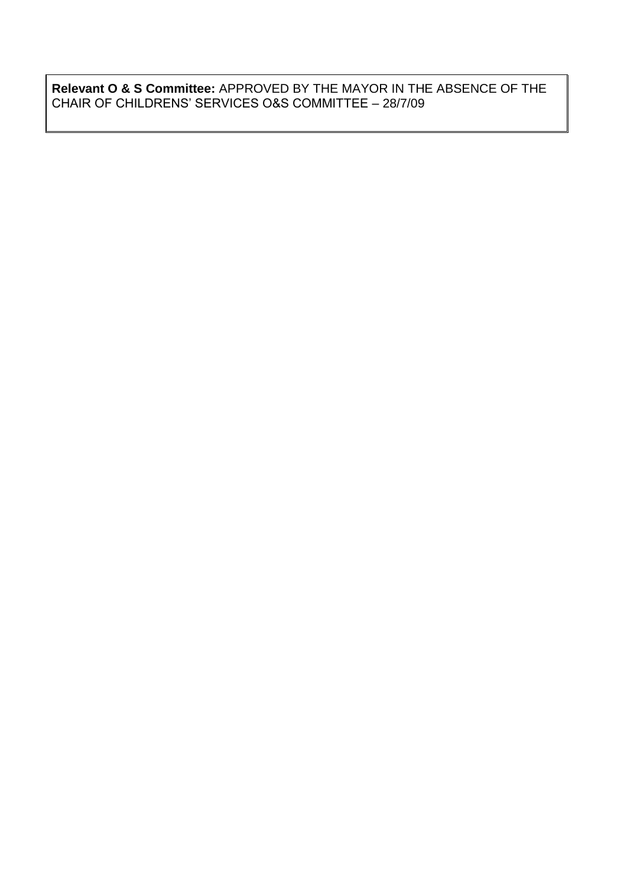**Relevant O & S Committee:** APPROVED BY THE MAYOR IN THE ABSENCE OF THE CHAIR OF CHILDRENS' SERVICES O&S COMMITTEE – 28/7/09